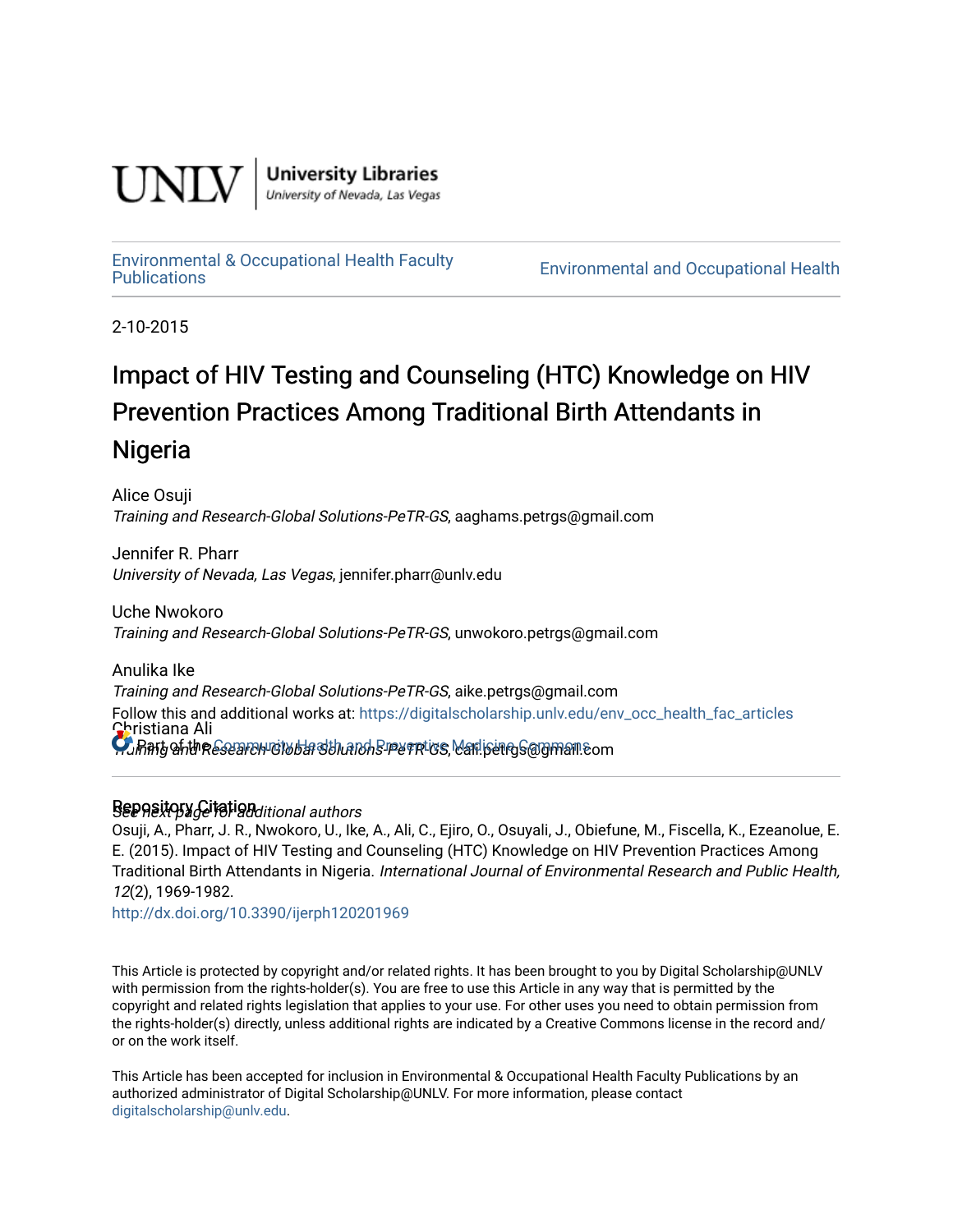UNLV | University Libraries
University of Nevada, Las Vegas

Environmental & Occupational Health Faculty Publications | Environmental and Occupational Health

2-10-2015

# Impact of HIV Testing and Counseling (HTC) Knowledge on HIV Prevention Practices Among Traditional Birth Attendants in Nigeria

Alice Osuji
*Training and Research-Global Solutions-PeTR-GS*, aaghams.petrgs@gmail.com

Jennifer R. Pharr
*University of Nevada, Las Vegas*, jennifer.pharr@unlv.edu

Uche Nwokoro
*Training and Research-Global Solutions-PeTR-GS*, unwokoro.petrgs@gmail.com

Anulika Ike
*Training and Research-Global Solutions-PeTR-GS*, aike.petrgs@gmail.com

Christiana Ali
*Training and Research-Global Solutions-PeTR-GS*, cali.petrgs@gmail.com

*See next page for additional authors*

Follow this and additional works at: https://digitalscholarship.unlv.edu/env_occ_health_fac_articles

Part of the Community Health and Preventive Medicine Commons

## Repository Citation

Osuji, A., Pharr, J. R., Nwokoro, U., Ike, A., Ali, C., Ejiro, O., Osuyali, J., Obiefune, M., Fiscella, K., Ezeanolue, E. E. (2015). Impact of HIV Testing and Counseling (HTC) Knowledge on HIV Prevention Practices Among Traditional Birth Attendants in Nigeria. *International Journal of Environmental Research and Public Health, 12*(2), 1969-1982.
http://dx.doi.org/10.3390/ijerph120201969

This Article is protected by copyright and/or related rights. It has been brought to you by Digital Scholarship@UNLV with permission from the rights-holder(s). You are free to use this Article in any way that is permitted by the copyright and related rights legislation that applies to your use. For other uses you need to obtain permission from the rights-holder(s) directly, unless additional rights are indicated by a Creative Commons license in the record and/or on the work itself.

This Article has been accepted for inclusion in Environmental & Occupational Health Faculty Publications by an authorized administrator of Digital Scholarship@UNLV. For more information, please contact digitalscholarship@unlv.edu.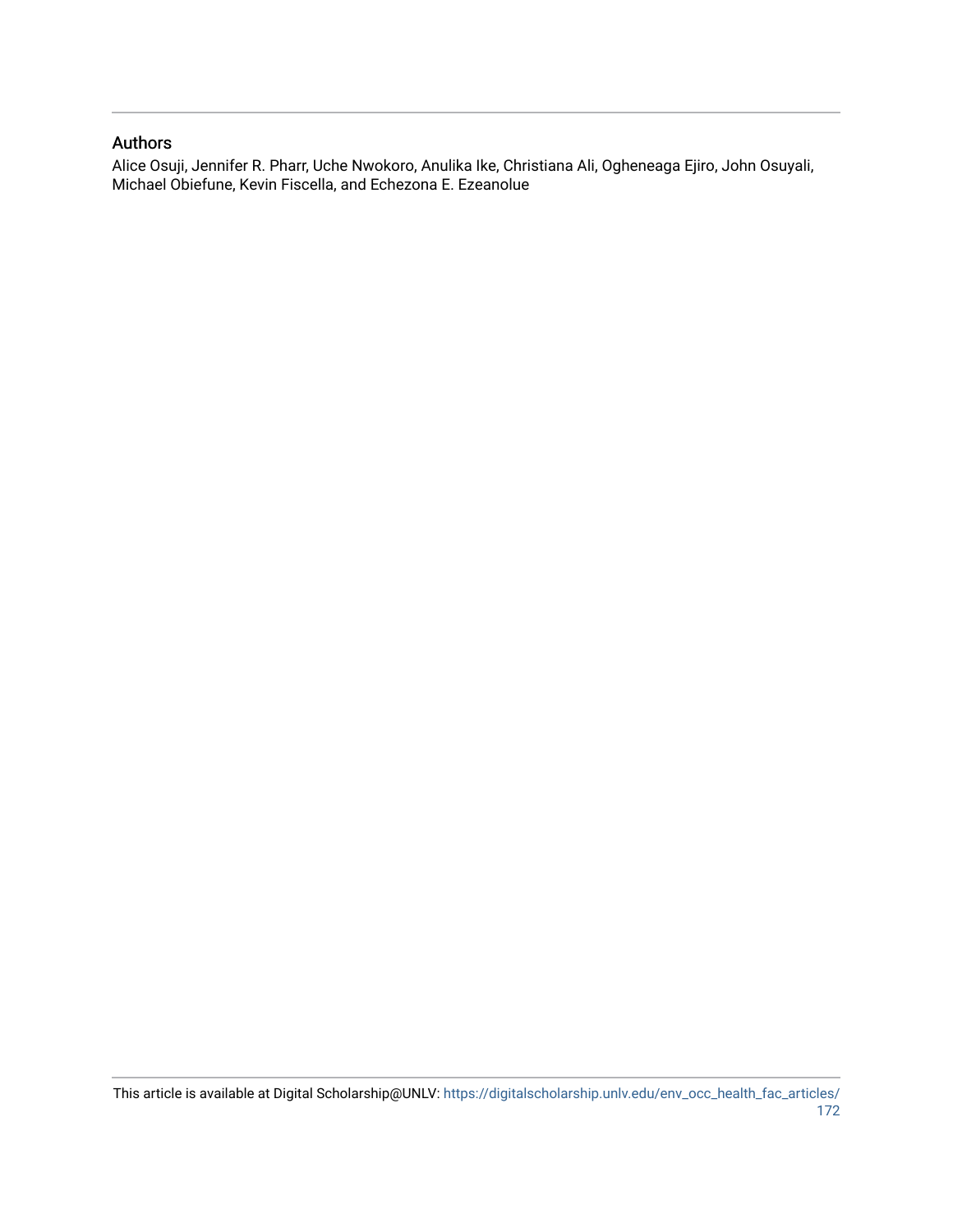## Authors

Alice Osuji, Jennifer R. Pharr, Uche Nwokoro, Anulika Ike, Christiana Ali, Ogheneaga Ejiro, John Osuyali, Michael Obiefune, Kevin Fiscella, and Echezona E. Ezeanolue

This article is available at Digital Scholarship@UNLV: https://digitalscholarship.unlv.edu/env_occ_health_fac_articles/172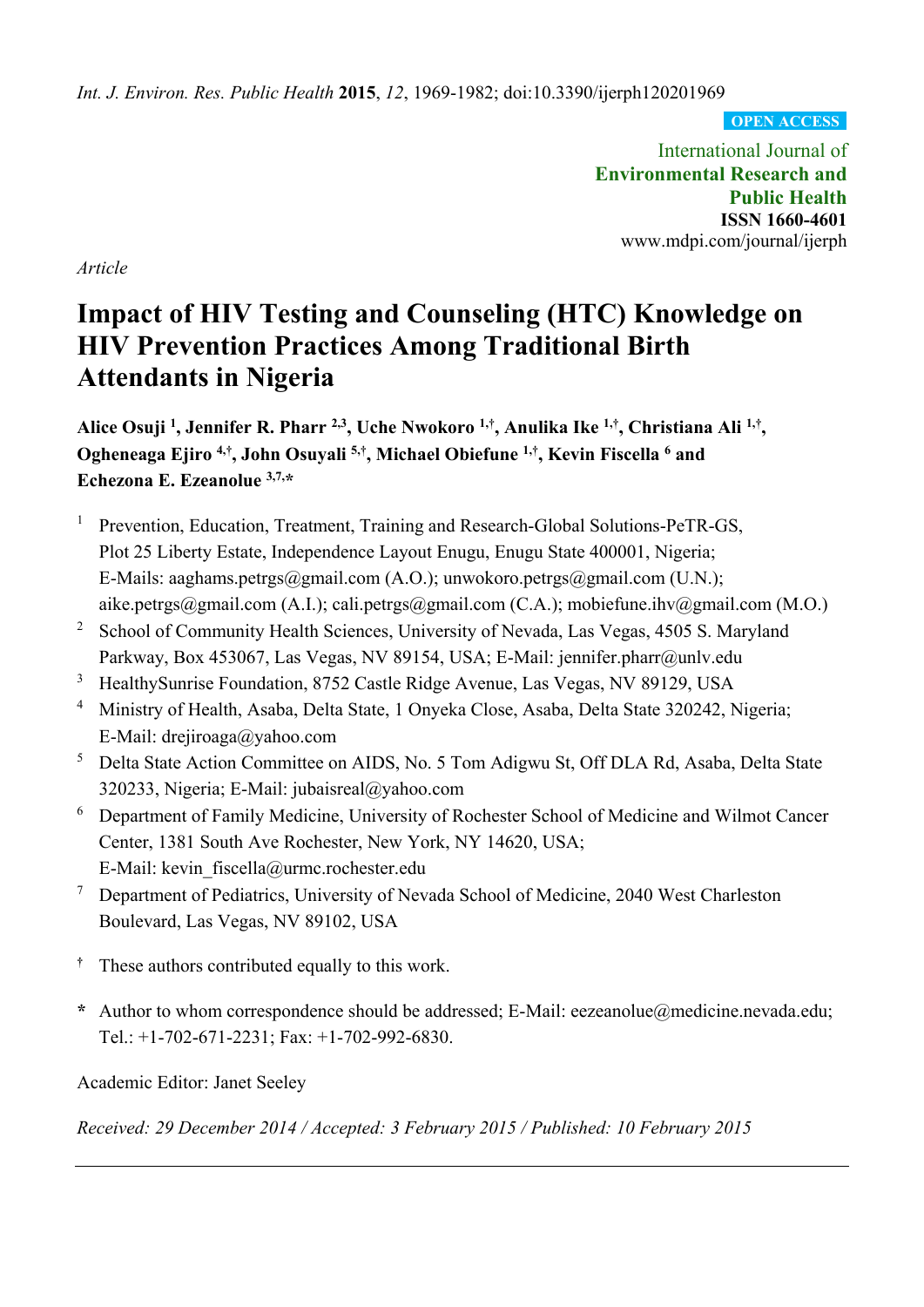*Article*

# Impact of HIV Testing and Counseling (HTC) Knowledge on HIV Prevention Practices Among Traditional Birth Attendants in Nigeria

**Alice Osuji [1], Jennifer R. Pharr [2,3], Uche Nwokoro [1,†], Anulika Ike [1,†], Christiana Ali [1,†], Ogheneaga Ejiro [4,†], John Osuyali [5,†], Michael Obiefune [1,†], Kevin Fiscella [6] and Echezona E. Ezeanolue [3,7,*]**

[1] Prevention, Education, Treatment, Training and Research-Global Solutions-PeTR-GS, Plot 25 Liberty Estate, Independence Layout Enugu, Enugu State 400001, Nigeria; E-Mails: aaghams.petrgs@gmail.com (A.O.); unwokoro.petrgs@gmail.com (U.N.); aike.petrgs@gmail.com (A.I.); cali.petrgs@gmail.com (C.A.); mobiefune.ihv@gmail.com (M.O.)

[2] School of Community Health Sciences, University of Nevada, Las Vegas, 4505 S. Maryland Parkway, Box 453067, Las Vegas, NV 89154, USA; E-Mail: jennifer.pharr@unlv.edu

[3] HealthySunrise Foundation, 8752 Castle Ridge Avenue, Las Vegas, NV 89129, USA

[4] Ministry of Health, Asaba, Delta State, 1 Onyeka Close, Asaba, Delta State 320242, Nigeria; E-Mail: drejiroaga@yahoo.com

[5] Delta State Action Committee on AIDS, No. 5 Tom Adigwu St, Off DLA Rd, Asaba, Delta State 320233, Nigeria; E-Mail: jubaisreal@yahoo.com

[6] Department of Family Medicine, University of Rochester School of Medicine and Wilmot Cancer Center, 1381 South Ave Rochester, New York, NY 14620, USA; E-Mail: kevin_fiscella@urmc.rochester.edu

[7] Department of Pediatrics, University of Nevada School of Medicine, 2040 West Charleston Boulevard, Las Vegas, NV 89102, USA

† These authors contributed equally to this work.

\* Author to whom correspondence should be addressed; E-Mail: eezeanolue@medicine.nevada.edu; Tel.: +1-702-671-2231; Fax: +1-702-992-6830.

Academic Editor: Janet Seeley

*Received: 29 December 2014 / Accepted: 3 February 2015 / Published: 10 February 2015*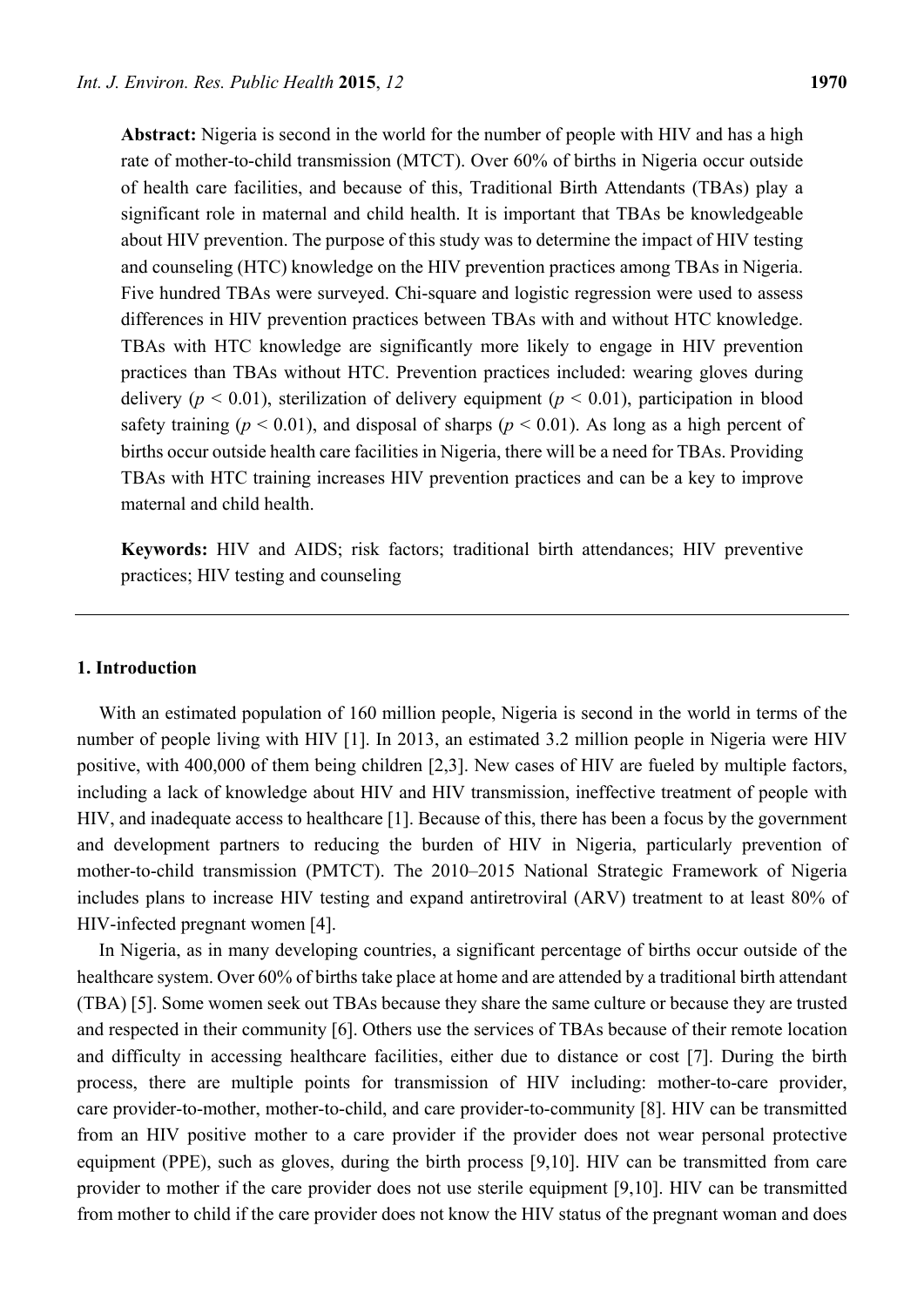**Abstract:** Nigeria is second in the world for the number of people with HIV and has a high rate of mother-to-child transmission (MTCT). Over 60% of births in Nigeria occur outside of health care facilities, and because of this, Traditional Birth Attendants (TBAs) play a significant role in maternal and child health. It is important that TBAs be knowledgeable about HIV prevention. The purpose of this study was to determine the impact of HIV testing and counseling (HTC) knowledge on the HIV prevention practices among TBAs in Nigeria. Five hundred TBAs were surveyed. Chi-square and logistic regression were used to assess differences in HIV prevention practices between TBAs with and without HTC knowledge. TBAs with HTC knowledge are significantly more likely to engage in HIV prevention practices than TBAs without HTC. Prevention practices included: wearing gloves during delivery ($p < 0.01$), sterilization of delivery equipment ($p < 0.01$), participation in blood safety training ($p < 0.01$), and disposal of sharps ($p < 0.01$). As long as a high percent of births occur outside health care facilities in Nigeria, there will be a need for TBAs. Providing TBAs with HTC training increases HIV prevention practices and can be a key to improve maternal and child health.

**Keywords:** HIV and AIDS; risk factors; traditional birth attendances; HIV preventive practices; HIV testing and counseling

---

## 1. Introduction

With an estimated population of 160 million people, Nigeria is second in the world in terms of the number of people living with HIV [1]. In 2013, an estimated 3.2 million people in Nigeria were HIV positive, with 400,000 of them being children [2,3]. New cases of HIV are fueled by multiple factors, including a lack of knowledge about HIV and HIV transmission, ineffective treatment of people with HIV, and inadequate access to healthcare [1]. Because of this, there has been a focus by the government and development partners to reducing the burden of HIV in Nigeria, particularly prevention of mother-to-child transmission (PMTCT). The 2010–2015 National Strategic Framework of Nigeria includes plans to increase HIV testing and expand antiretroviral (ARV) treatment to at least 80% of HIV-infected pregnant women [4].

In Nigeria, as in many developing countries, a significant percentage of births occur outside of the healthcare system. Over 60% of births take place at home and are attended by a traditional birth attendant (TBA) [5]. Some women seek out TBAs because they share the same culture or because they are trusted and respected in their community [6]. Others use the services of TBAs because of their remote location and difficulty in accessing healthcare facilities, either due to distance or cost [7]. During the birth process, there are multiple points for transmission of HIV including: mother-to-care provider, care provider-to-mother, mother-to-child, and care provider-to-community [8]. HIV can be transmitted from an HIV positive mother to a care provider if the provider does not wear personal protective equipment (PPE), such as gloves, during the birth process [9,10]. HIV can be transmitted from care provider to mother if the care provider does not use sterile equipment [9,10]. HIV can be transmitted from mother to child if the care provider does not know the HIV status of the pregnant woman and does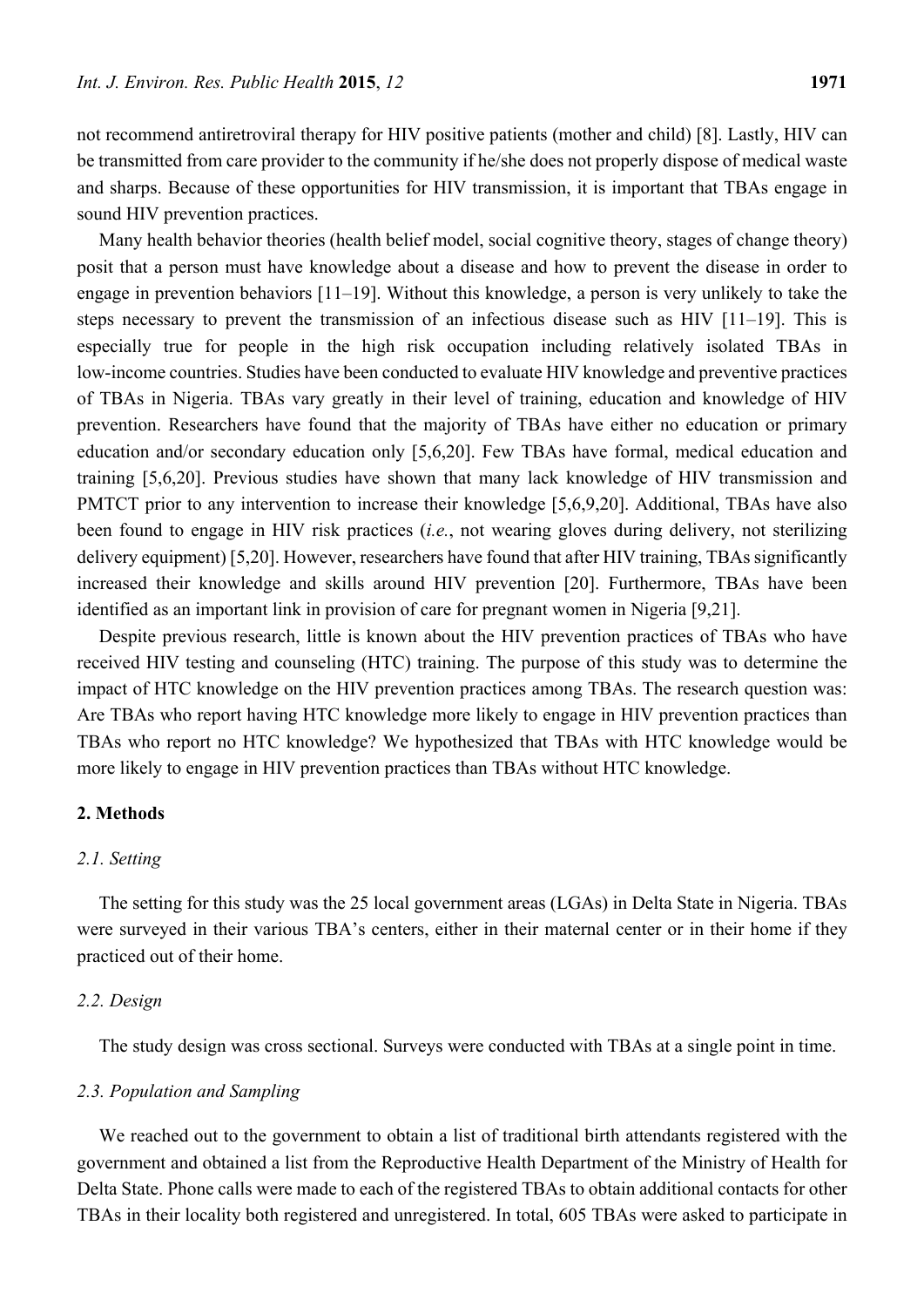not recommend antiretroviral therapy for HIV positive patients (mother and child) [8]. Lastly, HIV can be transmitted from care provider to the community if he/she does not properly dispose of medical waste and sharps. Because of these opportunities for HIV transmission, it is important that TBAs engage in sound HIV prevention practices.

Many health behavior theories (health belief model, social cognitive theory, stages of change theory) posit that a person must have knowledge about a disease and how to prevent the disease in order to engage in prevention behaviors [11–19]. Without this knowledge, a person is very unlikely to take the steps necessary to prevent the transmission of an infectious disease such as HIV [11–19]. This is especially true for people in the high risk occupation including relatively isolated TBAs in low-income countries. Studies have been conducted to evaluate HIV knowledge and preventive practices of TBAs in Nigeria. TBAs vary greatly in their level of training, education and knowledge of HIV prevention. Researchers have found that the majority of TBAs have either no education or primary education and/or secondary education only [5,6,20]. Few TBAs have formal, medical education and training [5,6,20]. Previous studies have shown that many lack knowledge of HIV transmission and PMTCT prior to any intervention to increase their knowledge [5,6,9,20]. Additional, TBAs have also been found to engage in HIV risk practices (*i.e.*, not wearing gloves during delivery, not sterilizing delivery equipment) [5,20]. However, researchers have found that after HIV training, TBAs significantly increased their knowledge and skills around HIV prevention [20]. Furthermore, TBAs have been identified as an important link in provision of care for pregnant women in Nigeria [9,21].

Despite previous research, little is known about the HIV prevention practices of TBAs who have received HIV testing and counseling (HTC) training. The purpose of this study was to determine the impact of HTC knowledge on the HIV prevention practices among TBAs. The research question was: Are TBAs who report having HTC knowledge more likely to engage in HIV prevention practices than TBAs who report no HTC knowledge? We hypothesized that TBAs with HTC knowledge would be more likely to engage in HIV prevention practices than TBAs without HTC knowledge.

## 2. Methods

### *2.1. Setting*

The setting for this study was the 25 local government areas (LGAs) in Delta State in Nigeria. TBAs were surveyed in their various TBA's centers, either in their maternal center or in their home if they practiced out of their home.

### *2.2. Design*

The study design was cross sectional. Surveys were conducted with TBAs at a single point in time.

### *2.3. Population and Sampling*

We reached out to the government to obtain a list of traditional birth attendants registered with the government and obtained a list from the Reproductive Health Department of the Ministry of Health for Delta State. Phone calls were made to each of the registered TBAs to obtain additional contacts for other TBAs in their locality both registered and unregistered. In total, 605 TBAs were asked to participate in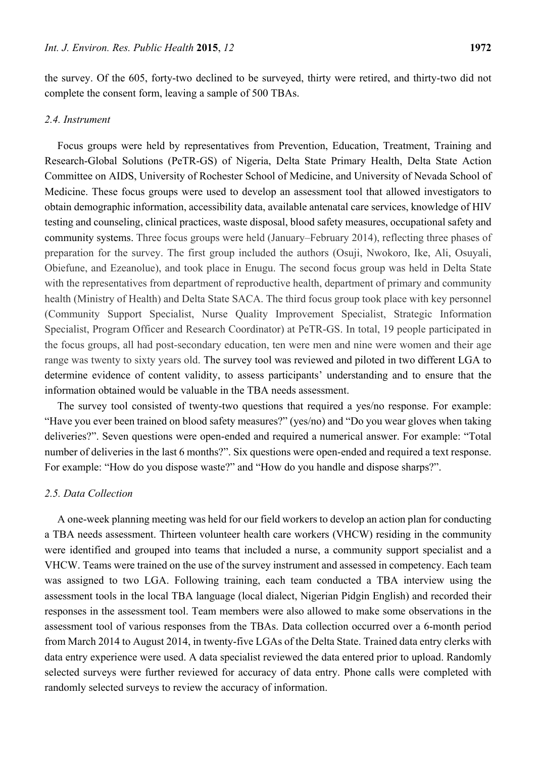the survey. Of the 605, forty-two declined to be surveyed, thirty were retired, and thirty-two did not complete the consent form, leaving a sample of 500 TBAs.

### 2.4. Instrument

Focus groups were held by representatives from Prevention, Education, Treatment, Training and Research-Global Solutions (PeTR-GS) of Nigeria, Delta State Primary Health, Delta State Action Committee on AIDS, University of Rochester School of Medicine, and University of Nevada School of Medicine. These focus groups were used to develop an assessment tool that allowed investigators to obtain demographic information, accessibility data, available antenatal care services, knowledge of HIV testing and counseling, clinical practices, waste disposal, blood safety measures, occupational safety and community systems. Three focus groups were held (January–February 2014), reflecting three phases of preparation for the survey. The first group included the authors (Osuji, Nwokoro, Ike, Ali, Osuyali, Obiefune, and Ezeanolue), and took place in Enugu. The second focus group was held in Delta State with the representatives from department of reproductive health, department of primary and community health (Ministry of Health) and Delta State SACA. The third focus group took place with key personnel (Community Support Specialist, Nurse Quality Improvement Specialist, Strategic Information Specialist, Program Officer and Research Coordinator) at PeTR-GS. In total, 19 people participated in the focus groups, all had post-secondary education, ten were men and nine were women and their age range was twenty to sixty years old. The survey tool was reviewed and piloted in two different LGA to determine evidence of content validity, to assess participants' understanding and to ensure that the information obtained would be valuable in the TBA needs assessment.

The survey tool consisted of twenty-two questions that required a yes/no response. For example: "Have you ever been trained on blood safety measures?" (yes/no) and "Do you wear gloves when taking deliveries?". Seven questions were open-ended and required a numerical answer. For example: "Total number of deliveries in the last 6 months?". Six questions were open-ended and required a text response. For example: "How do you dispose waste?" and "How do you handle and dispose sharps?".

### 2.5. Data Collection

A one-week planning meeting was held for our field workers to develop an action plan for conducting a TBA needs assessment. Thirteen volunteer health care workers (VHCW) residing in the community were identified and grouped into teams that included a nurse, a community support specialist and a VHCW. Teams were trained on the use of the survey instrument and assessed in competency. Each team was assigned to two LGA. Following training, each team conducted a TBA interview using the assessment tools in the local TBA language (local dialect, Nigerian Pidgin English) and recorded their responses in the assessment tool. Team members were also allowed to make some observations in the assessment tool of various responses from the TBAs. Data collection occurred over a 6-month period from March 2014 to August 2014, in twenty-five LGAs of the Delta State. Trained data entry clerks with data entry experience were used. A data specialist reviewed the data entered prior to upload. Randomly selected surveys were further reviewed for accuracy of data entry. Phone calls were completed with randomly selected surveys to review the accuracy of information.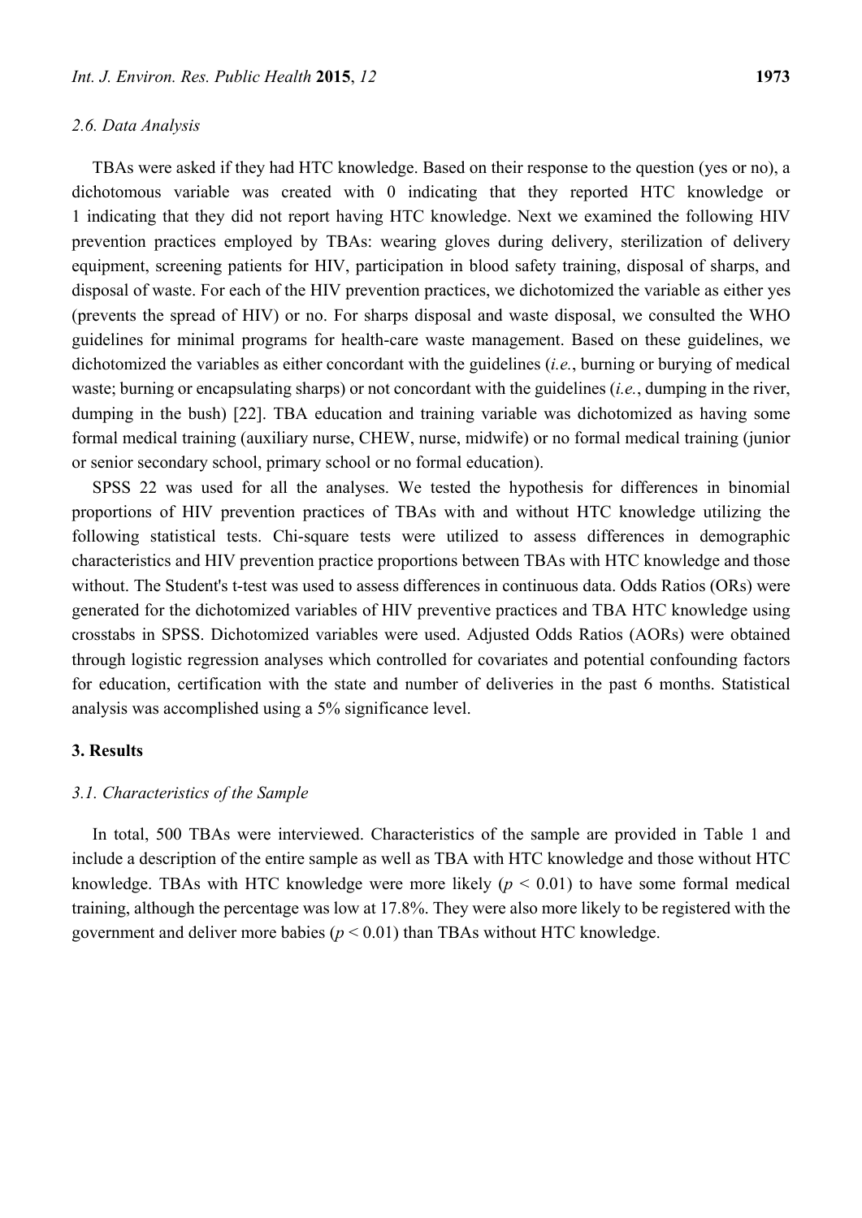### 2.6. Data Analysis

TBAs were asked if they had HTC knowledge. Based on their response to the question (yes or no), a dichotomous variable was created with 0 indicating that they reported HTC knowledge or 1 indicating that they did not report having HTC knowledge. Next we examined the following HIV prevention practices employed by TBAs: wearing gloves during delivery, sterilization of delivery equipment, screening patients for HIV, participation in blood safety training, disposal of sharps, and disposal of waste. For each of the HIV prevention practices, we dichotomized the variable as either yes (prevents the spread of HIV) or no. For sharps disposal and waste disposal, we consulted the WHO guidelines for minimal programs for health-care waste management. Based on these guidelines, we dichotomized the variables as either concordant with the guidelines (*i.e.*, burning or burying of medical waste; burning or encapsulating sharps) or not concordant with the guidelines (*i.e.*, dumping in the river, dumping in the bush) [22]. TBA education and training variable was dichotomized as having some formal medical training (auxiliary nurse, CHEW, nurse, midwife) or no formal medical training (junior or senior secondary school, primary school or no formal education).

SPSS 22 was used for all the analyses. We tested the hypothesis for differences in binomial proportions of HIV prevention practices of TBAs with and without HTC knowledge utilizing the following statistical tests. Chi-square tests were utilized to assess differences in demographic characteristics and HIV prevention practice proportions between TBAs with HTC knowledge and those without. The Student's t-test was used to assess differences in continuous data. Odds Ratios (ORs) were generated for the dichotomized variables of HIV preventive practices and TBA HTC knowledge using crosstabs in SPSS. Dichotomized variables were used. Adjusted Odds Ratios (AORs) were obtained through logistic regression analyses which controlled for covariates and potential confounding factors for education, certification with the state and number of deliveries in the past 6 months. Statistical analysis was accomplished using a 5% significance level.

## 3. Results

### 3.1. Characteristics of the Sample

In total, 500 TBAs were interviewed. Characteristics of the sample are provided in Table 1 and include a description of the entire sample as well as TBA with HTC knowledge and those without HTC knowledge. TBAs with HTC knowledge were more likely ($p < 0.01$) to have some formal medical training, although the percentage was low at 17.8%. They were also more likely to be registered with the government and deliver more babies ($p < 0.01$) than TBAs without HTC knowledge.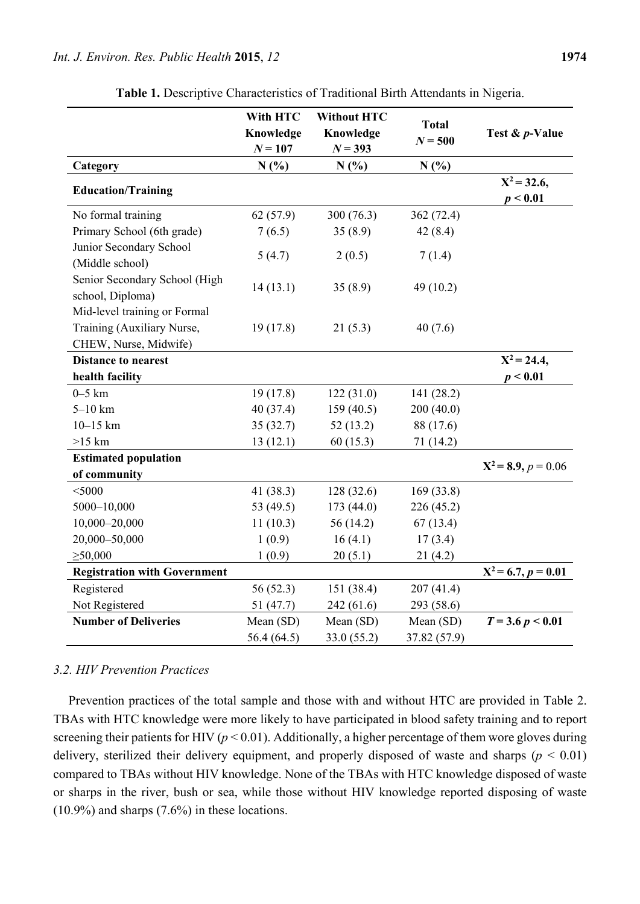**Table 1.** Descriptive Characteristics of Traditional Birth Attendants in Nigeria.

| | With HTC Knowledge $N = 107$ | Without HTC Knowledge $N = 393$ | Total $N = 500$ | Test & *p*-Value |
|---|---|---|---|---|
| **Category** | **N (%)** | **N (%)** | **N (%)** | |
| **Education/Training** | | | | $X^2 = 32.6$, $p < 0.01$ |
| No formal training | 62 (57.9) | 300 (76.3) | 362 (72.4) | |
| Primary School (6th grade) | 7 (6.5) | 35 (8.9) | 42 (8.4) | |
| Junior Secondary School (Middle school) | 5 (4.7) | 2 (0.5) | 7 (1.4) | |
| Senior Secondary School (High school, Diploma) | 14 (13.1) | 35 (8.9) | 49 (10.2) | |
| Mid-level training or Formal Training (Auxiliary Nurse, CHEW, Nurse, Midwife) | 19 (17.8) | 21 (5.3) | 40 (7.6) | |
| **Distance to nearest health facility** | | | | $X^2 = 24.4$, $p < 0.01$ |
| 0–5 km | 19 (17.8) | 122 (31.0) | 141 (28.2) | |
| 5–10 km | 40 (37.4) | 159 (40.5) | 200 (40.0) | |
| 10–15 km | 35 (32.7) | 52 (13.2) | 88 (17.6) | |
| >15 km | 13 (12.1) | 60 (15.3) | 71 (14.2) | |
| **Estimated population of community** | | | | $X^2 = 8.9$, $p = 0.06$ |
| <5000 | 41 (38.3) | 128 (32.6) | 169 (33.8) | |
| 5000–10,000 | 53 (49.5) | 173 (44.0) | 226 (45.2) | |
| 10,000–20,000 | 11 (10.3) | 56 (14.2) | 67 (13.4) | |
| 20,000–50,000 | 1 (0.9) | 16 (4.1) | 17 (3.4) | |
| ≥50,000 | 1 (0.9) | 20 (5.1) | 21 (4.2) | |
| **Registration with Government** | | | | $X^2 = 6.7$, $p = 0.01$ |
| Registered | 56 (52.3) | 151 (38.4) | 207 (41.4) | |
| Not Registered | 51 (47.7) | 242 (61.6) | 293 (58.6) | |
| **Number of Deliveries** | Mean (SD) 56.4 (64.5) | Mean (SD) 33.0 (55.2) | Mean (SD) 37.82 (57.9) | $T = 3.6$ $p < 0.01$ |

### 3.2. HIV Prevention Practices

Prevention practices of the total sample and those with and without HTC are provided in Table 2. TBAs with HTC knowledge were more likely to have participated in blood safety training and to report screening their patients for HIV ($p < 0.01$). Additionally, a higher percentage of them wore gloves during delivery, sterilized their delivery equipment, and properly disposed of waste and sharps ($p < 0.01$) compared to TBAs without HIV knowledge. None of the TBAs with HTC knowledge disposed of waste or sharps in the river, bush or sea, while those without HIV knowledge reported disposing of waste (10.9%) and sharps (7.6%) in these locations.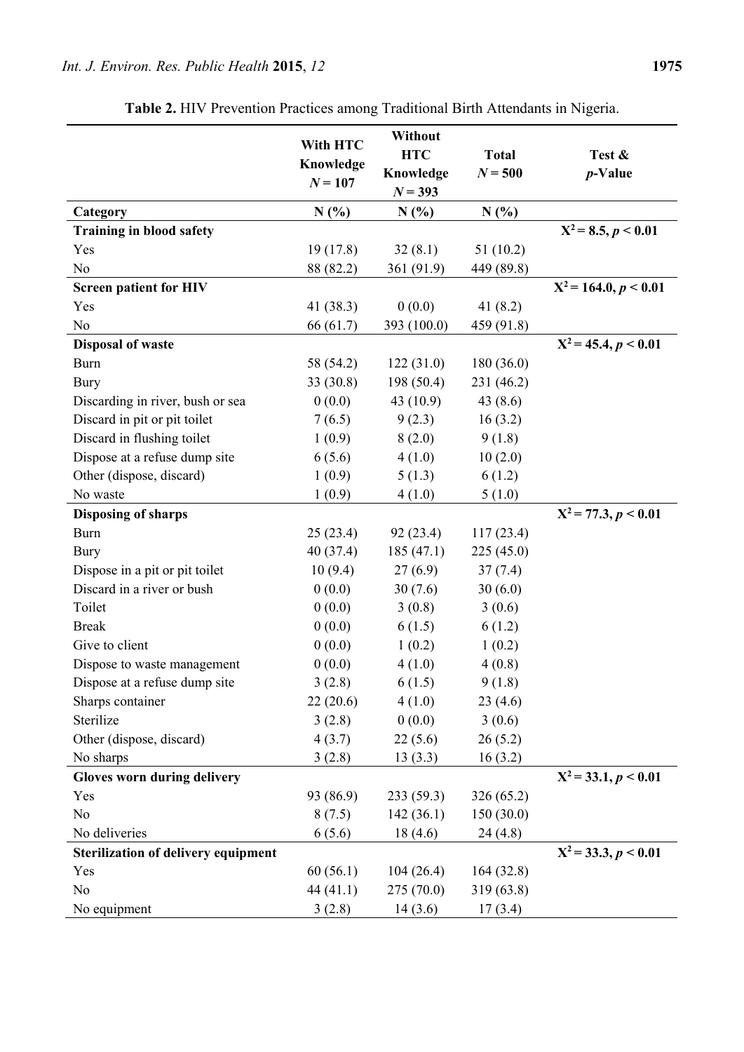**Table 2.** HIV Prevention Practices among Traditional Birth Attendants in Nigeria.

| | With HTC Knowledge $N = 107$ | Without HTC Knowledge $N = 393$ | Total $N = 500$ | Test & $p$-Value |
|---|---|---|---|---|
| **Category** | **N (%)** | **N (%)** | **N (%)** | |
| **Training in blood safety** | | | | $X^2 = 8.5$, $p < 0.01$ |
| Yes | 19 (17.8) | 32 (8.1) | 51 (10.2) | |
| No | 88 (82.2) | 361 (91.9) | 449 (89.8) | |
| **Screen patient for HIV** | | | | $X^2 = 164.0$, $p < 0.01$ |
| Yes | 41 (38.3) | 0 (0.0) | 41 (8.2) | |
| No | 66 (61.7) | 393 (100.0) | 459 (91.8) | |
| **Disposal of waste** | | | | $X^2 = 45.4$, $p < 0.01$ |
| Burn | 58 (54.2) | 122 (31.0) | 180 (36.0) | |
| Bury | 33 (30.8) | 198 (50.4) | 231 (46.2) | |
| Discarding in river, bush or sea | 0 (0.0) | 43 (10.9) | 43 (8.6) | |
| Discard in pit or pit toilet | 7 (6.5) | 9 (2.3) | 16 (3.2) | |
| Discard in flushing toilet | 1 (0.9) | 8 (2.0) | 9 (1.8) | |
| Dispose at a refuse dump site | 6 (5.6) | 4 (1.0) | 10 (2.0) | |
| Other (dispose, discard) | 1 (0.9) | 5 (1.3) | 6 (1.2) | |
| No waste | 1 (0.9) | 4 (1.0) | 5 (1.0) | |
| **Disposing of sharps** | | | | $X^2 = 77.3$, $p < 0.01$ |
| Burn | 25 (23.4) | 92 (23.4) | 117 (23.4) | |
| Bury | 40 (37.4) | 185 (47.1) | 225 (45.0) | |
| Dispose in a pit or pit toilet | 10 (9.4) | 27 (6.9) | 37 (7.4) | |
| Discard in a river or bush | 0 (0.0) | 30 (7.6) | 30 (6.0) | |
| Toilet | 0 (0.0) | 3 (0.8) | 3 (0.6) | |
| Break | 0 (0.0) | 6 (1.5) | 6 (1.2) | |
| Give to client | 0 (0.0) | 1 (0.2) | 1 (0.2) | |
| Dispose to waste management | 0 (0.0) | 4 (1.0) | 4 (0.8) | |
| Dispose at a refuse dump site | 3 (2.8) | 6 (1.5) | 9 (1.8) | |
| Sharps container | 22 (20.6) | 4 (1.0) | 23 (4.6) | |
| Sterilize | 3 (2.8) | 0 (0.0) | 3 (0.6) | |
| Other (dispose, discard) | 4 (3.7) | 22 (5.6) | 26 (5.2) | |
| No sharps | 3 (2.8) | 13 (3.3) | 16 (3.2) | |
| **Gloves worn during delivery** | | | | $X^2 = 33.1$, $p < 0.01$ |
| Yes | 93 (86.9) | 233 (59.3) | 326 (65.2) | |
| No | 8 (7.5) | 142 (36.1) | 150 (30.0) | |
| No deliveries | 6 (5.6) | 18 (4.6) | 24 (4.8) | |
| **Sterilization of delivery equipment** | | | | $X^2 = 33.3$, $p < 0.01$ |
| Yes | 60 (56.1) | 104 (26.4) | 164 (32.8) | |
| No | 44 (41.1) | 275 (70.0) | 319 (63.8) | |
| No equipment | 3 (2.8) | 14 (3.6) | 17 (3.4) | |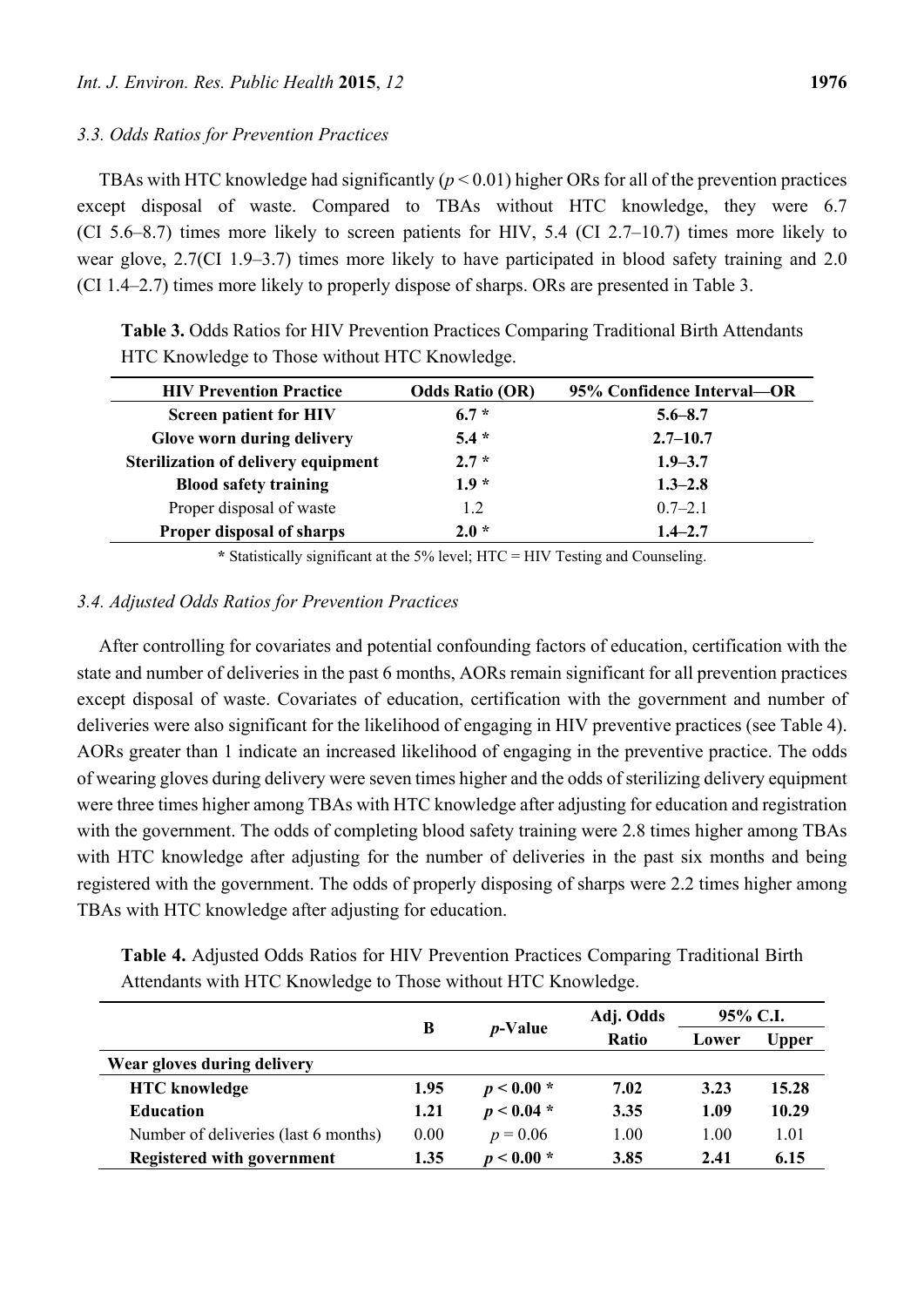### 3.3. Odds Ratios for Prevention Practices

TBAs with HTC knowledge had significantly ($p < 0.01$) higher ORs for all of the prevention practices except disposal of waste. Compared to TBAs without HTC knowledge, they were 6.7 (CI 5.6–8.7) times more likely to screen patients for HIV, 5.4 (CI 2.7–10.7) times more likely to wear glove, 2.7(CI 1.9–3.7) times more likely to have participated in blood safety training and 2.0 (CI 1.4–2.7) times more likely to properly dispose of sharps. ORs are presented in Table 3.

**Table 3.** Odds Ratios for HIV Prevention Practices Comparing Traditional Birth Attendants HTC Knowledge to Those without HTC Knowledge.

| HIV Prevention Practice | Odds Ratio (OR) | 95% Confidence Interval—OR |
|---|---|---|
| **Screen patient for HIV** | **6.7 *** | **5.6–8.7** |
| **Glove worn during delivery** | **5.4 *** | **2.7–10.7** |
| **Sterilization of delivery equipment** | **2.7 *** | **1.9–3.7** |
| **Blood safety training** | **1.9 *** | **1.3–2.8** |
| Proper disposal of waste | 1.2 | 0.7–2.1 |
| **Proper disposal of sharps** | **2.0 *** | **1.4–2.7** |

**\*** Statistically significant at the 5% level; HTC = HIV Testing and Counseling.

### 3.4. Adjusted Odds Ratios for Prevention Practices

After controlling for covariates and potential confounding factors of education, certification with the state and number of deliveries in the past 6 months, AORs remain significant for all prevention practices except disposal of waste. Covariates of education, certification with the government and number of deliveries were also significant for the likelihood of engaging in HIV preventive practices (see Table 4). AORs greater than 1 indicate an increased likelihood of engaging in the preventive practice. The odds of wearing gloves during delivery were seven times higher and the odds of sterilizing delivery equipment were three times higher among TBAs with HTC knowledge after adjusting for education and registration with the government. The odds of completing blood safety training were 2.8 times higher among TBAs with HTC knowledge after adjusting for the number of deliveries in the past six months and being registered with the government. The odds of properly disposing of sharps were 2.2 times higher among TBAs with HTC knowledge after adjusting for education.

**Table 4.** Adjusted Odds Ratios for HIV Prevention Practices Comparing Traditional Birth Attendants with HTC Knowledge to Those without HTC Knowledge.

| | B | *p*-Value | Adj. Odds Ratio | 95% C.I. | |
|---|---|---|---|---|---|
| | | | | Lower | Upper |
| **Wear gloves during delivery** | | | | | |
| **HTC knowledge** | **1.95** | **$p < 0.00$ *** | **7.02** | **3.23** | **15.28** |
| **Education** | **1.21** | **$p < 0.04$ *** | **3.35** | **1.09** | **10.29** |
| Number of deliveries (last 6 months) | 0.00 | $p = 0.06$ | 1.00 | 1.00 | 1.01 |
| **Registered with government** | **1.35** | **$p < 0.00$ *** | **3.85** | **2.41** | **6.15** |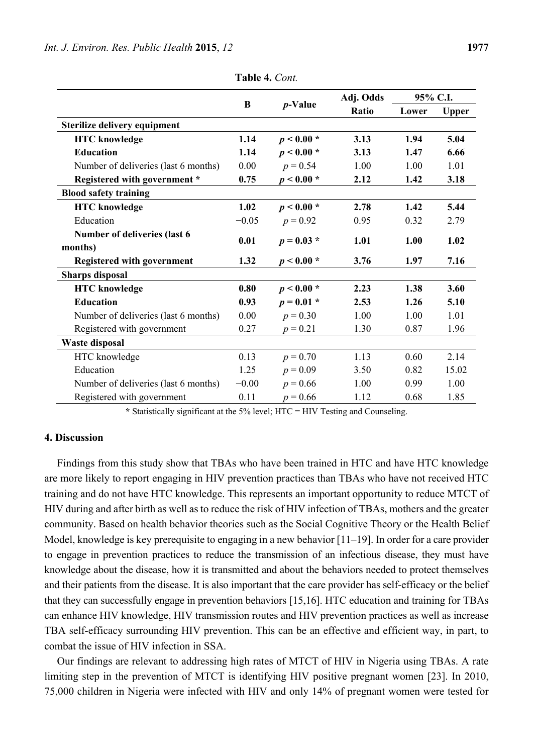**Table 4.** *Cont.*

| | B | *p*-Value | Adj. Odds Ratio | 95% C.I. | |
|---|---|---|---|---|---|
| | | | | Lower | Upper |
| **Sterilize delivery equipment** | | | | | |
| **HTC knowledge** | **1.14** | $p < 0.00$ * | **3.13** | **1.94** | **5.04** |
| **Education** | **1.14** | $p < 0.00$ * | **3.13** | **1.47** | **6.66** |
| Number of deliveries (last 6 months) | 0.00 | $p = 0.54$ | 1.00 | 1.00 | 1.01 |
| **Registered with government *** | **0.75** | $p < 0.00$ * | **2.12** | **1.42** | **3.18** |
| **Blood safety training** | | | | | |
| **HTC knowledge** | **1.02** | $p < 0.00$ * | **2.78** | **1.42** | **5.44** |
| Education | −0.05 | $p = 0.92$ | 0.95 | 0.32 | 2.79 |
| **Number of deliveries (last 6 months)** | **0.01** | $p = 0.03$ * | **1.01** | **1.00** | **1.02** |
| **Registered with government** | **1.32** | $p < 0.00$ * | **3.76** | **1.97** | **7.16** |
| **Sharps disposal** | | | | | |
| **HTC knowledge** | **0.80** | $p < 0.00$ * | **2.23** | **1.38** | **3.60** |
| **Education** | **0.93** | $p = 0.01$ * | **2.53** | **1.26** | **5.10** |
| Number of deliveries (last 6 months) | 0.00 | $p = 0.30$ | 1.00 | 1.00 | 1.01 |
| Registered with government | 0.27 | $p = 0.21$ | 1.30 | 0.87 | 1.96 |
| **Waste disposal** | | | | | |
| HTC knowledge | 0.13 | $p = 0.70$ | 1.13 | 0.60 | 2.14 |
| Education | 1.25 | $p = 0.09$ | 3.50 | 0.82 | 15.02 |
| Number of deliveries (last 6 months) | −0.00 | $p = 0.66$ | 1.00 | 0.99 | 1.00 |
| Registered with government | 0.11 | $p = 0.66$ | 1.12 | 0.68 | 1.85 |

**\*** Statistically significant at the 5% level; HTC = HIV Testing and Counseling.

## 4. Discussion

Findings from this study show that TBAs who have been trained in HTC and have HTC knowledge are more likely to report engaging in HIV prevention practices than TBAs who have not received HTC training and do not have HTC knowledge. This represents an important opportunity to reduce MTCT of HIV during and after birth as well as to reduce the risk of HIV infection of TBAs, mothers and the greater community. Based on health behavior theories such as the Social Cognitive Theory or the Health Belief Model, knowledge is key prerequisite to engaging in a new behavior [11–19]. In order for a care provider to engage in prevention practices to reduce the transmission of an infectious disease, they must have knowledge about the disease, how it is transmitted and about the behaviors needed to protect themselves and their patients from the disease. It is also important that the care provider has self-efficacy or the belief that they can successfully engage in prevention behaviors [15,16]. HTC education and training for TBAs can enhance HIV knowledge, HIV transmission routes and HIV prevention practices as well as increase TBA self-efficacy surrounding HIV prevention. This can be an effective and efficient way, in part, to combat the issue of HIV infection in SSA.

Our findings are relevant to addressing high rates of MTCT of HIV in Nigeria using TBAs. A rate limiting step in the prevention of MTCT is identifying HIV positive pregnant women [23]. In 2010, 75,000 children in Nigeria were infected with HIV and only 14% of pregnant women were tested for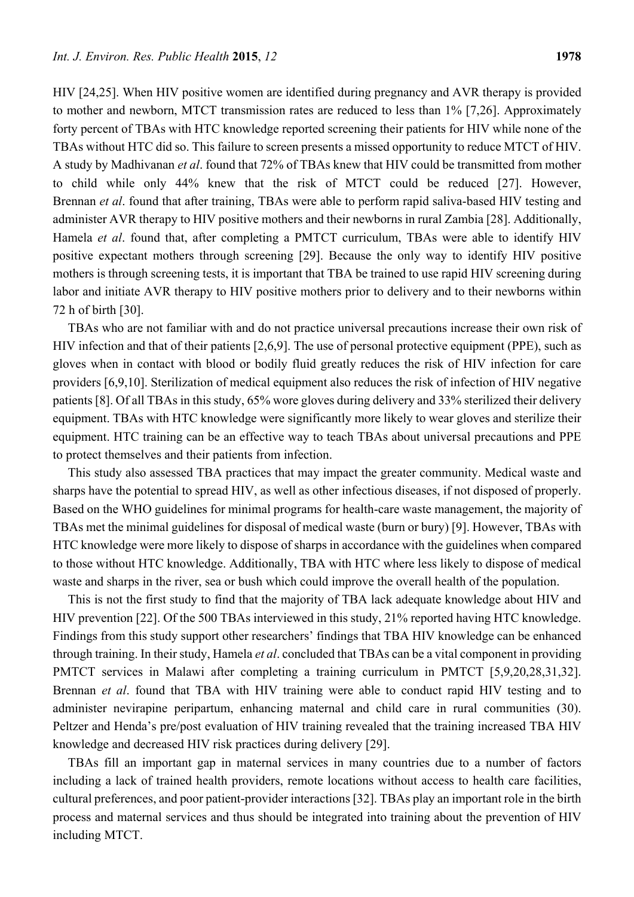HIV [24,25]. When HIV positive women are identified during pregnancy and AVR therapy is provided to mother and newborn, MTCT transmission rates are reduced to less than 1% [7,26]. Approximately forty percent of TBAs with HTC knowledge reported screening their patients for HIV while none of the TBAs without HTC did so. This failure to screen presents a missed opportunity to reduce MTCT of HIV. A study by Madhivanan *et al*. found that 72% of TBAs knew that HIV could be transmitted from mother to child while only 44% knew that the risk of MTCT could be reduced [27]. However, Brennan *et al*. found that after training, TBAs were able to perform rapid saliva-based HIV testing and administer AVR therapy to HIV positive mothers and their newborns in rural Zambia [28]. Additionally, Hamela *et al*. found that, after completing a PMTCT curriculum, TBAs were able to identify HIV positive expectant mothers through screening [29]. Because the only way to identify HIV positive mothers is through screening tests, it is important that TBA be trained to use rapid HIV screening during labor and initiate AVR therapy to HIV positive mothers prior to delivery and to their newborns within 72 h of birth [30].

TBAs who are not familiar with and do not practice universal precautions increase their own risk of HIV infection and that of their patients [2,6,9]. The use of personal protective equipment (PPE), such as gloves when in contact with blood or bodily fluid greatly reduces the risk of HIV infection for care providers [6,9,10]. Sterilization of medical equipment also reduces the risk of infection of HIV negative patients [8]. Of all TBAs in this study, 65% wore gloves during delivery and 33% sterilized their delivery equipment. TBAs with HTC knowledge were significantly more likely to wear gloves and sterilize their equipment. HTC training can be an effective way to teach TBAs about universal precautions and PPE to protect themselves and their patients from infection.

This study also assessed TBA practices that may impact the greater community. Medical waste and sharps have the potential to spread HIV, as well as other infectious diseases, if not disposed of properly. Based on the WHO guidelines for minimal programs for health-care waste management, the majority of TBAs met the minimal guidelines for disposal of medical waste (burn or bury) [9]. However, TBAs with HTC knowledge were more likely to dispose of sharps in accordance with the guidelines when compared to those without HTC knowledge. Additionally, TBA with HTC where less likely to dispose of medical waste and sharps in the river, sea or bush which could improve the overall health of the population.

This is not the first study to find that the majority of TBA lack adequate knowledge about HIV and HIV prevention [22]. Of the 500 TBAs interviewed in this study, 21% reported having HTC knowledge. Findings from this study support other researchers' findings that TBA HIV knowledge can be enhanced through training. In their study, Hamela *et al*. concluded that TBAs can be a vital component in providing PMTCT services in Malawi after completing a training curriculum in PMTCT [5,9,20,28,31,32]. Brennan *et al*. found that TBA with HIV training were able to conduct rapid HIV testing and to administer nevirapine peripartum, enhancing maternal and child care in rural communities (30). Peltzer and Henda's pre/post evaluation of HIV training revealed that the training increased TBA HIV knowledge and decreased HIV risk practices during delivery [29].

TBAs fill an important gap in maternal services in many countries due to a number of factors including a lack of trained health providers, remote locations without access to health care facilities, cultural preferences, and poor patient-provider interactions [32]. TBAs play an important role in the birth process and maternal services and thus should be integrated into training about the prevention of HIV including MTCT.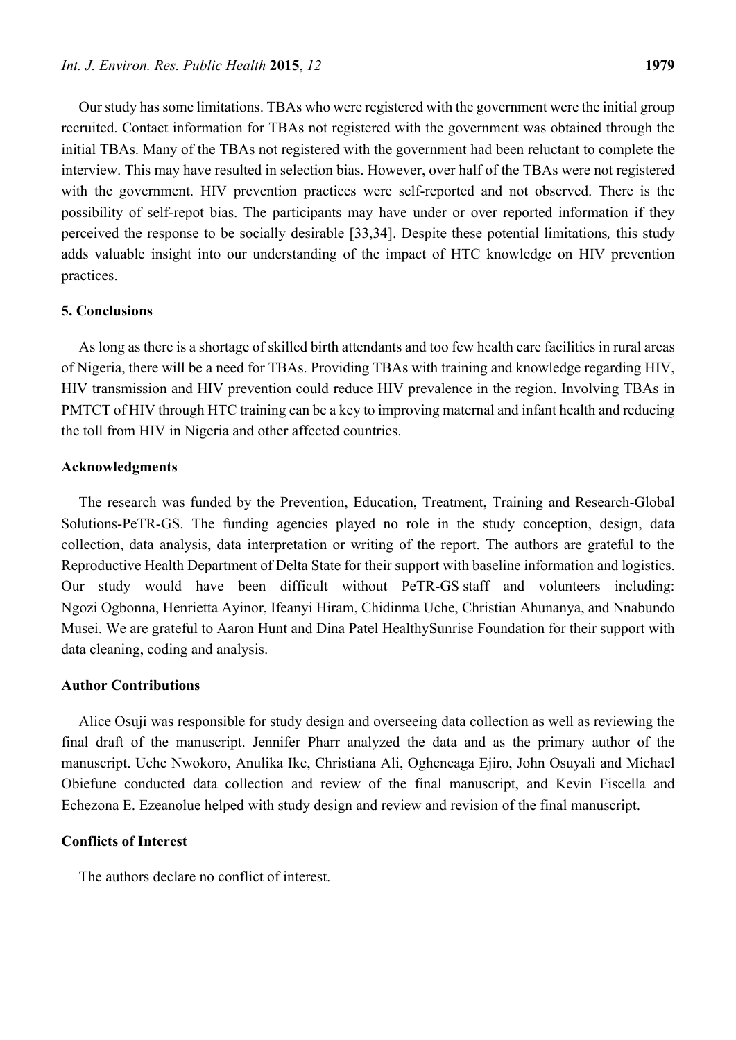Our study has some limitations. TBAs who were registered with the government were the initial group recruited. Contact information for TBAs not registered with the government was obtained through the initial TBAs. Many of the TBAs not registered with the government had been reluctant to complete the interview. This may have resulted in selection bias. However, over half of the TBAs were not registered with the government. HIV prevention practices were self-reported and not observed. There is the possibility of self-repot bias. The participants may have under or over reported information if they perceived the response to be socially desirable [33,34]. Despite these potential limitations, this study adds valuable insight into our understanding of the impact of HTC knowledge on HIV prevention practices.

## 5. Conclusions

As long as there is a shortage of skilled birth attendants and too few health care facilities in rural areas of Nigeria, there will be a need for TBAs. Providing TBAs with training and knowledge regarding HIV, HIV transmission and HIV prevention could reduce HIV prevalence in the region. Involving TBAs in PMTCT of HIV through HTC training can be a key to improving maternal and infant health and reducing the toll from HIV in Nigeria and other affected countries.

## Acknowledgments

The research was funded by the Prevention, Education, Treatment, Training and Research-Global Solutions-PeTR-GS. The funding agencies played no role in the study conception, design, data collection, data analysis, data interpretation or writing of the report. The authors are grateful to the Reproductive Health Department of Delta State for their support with baseline information and logistics. Our study would have been difficult without PeTR-GS staff and volunteers including: Ngozi Ogbonna, Henrietta Ayinor, Ifeanyi Hiram, Chidinma Uche, Christian Ahunanya, and Nnabundo Musei. We are grateful to Aaron Hunt and Dina Patel HealthySunrise Foundation for their support with data cleaning, coding and analysis.

## Author Contributions

Alice Osuji was responsible for study design and overseeing data collection as well as reviewing the final draft of the manuscript. Jennifer Pharr analyzed the data and as the primary author of the manuscript. Uche Nwokoro, Anulika Ike, Christiana Ali, Ogheneaga Ejiro, John Osuyali and Michael Obiefune conducted data collection and review of the final manuscript, and Kevin Fiscella and Echezona E. Ezeanolue helped with study design and review and revision of the final manuscript.

## Conflicts of Interest

The authors declare no conflict of interest.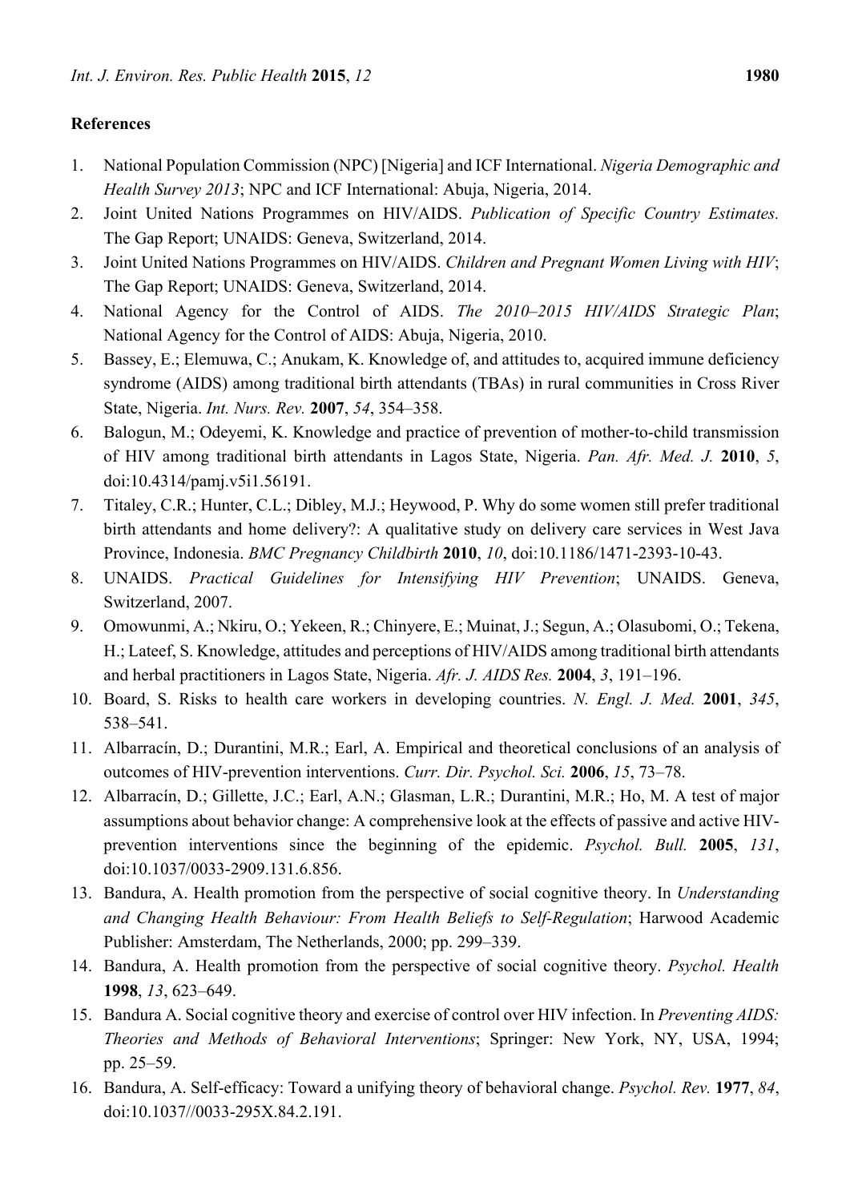**References**

1. National Population Commission (NPC) [Nigeria] and ICF International. *Nigeria Demographic and Health Survey 2013*; NPC and ICF International: Abuja, Nigeria, 2014.
2. Joint United Nations Programmes on HIV/AIDS. *Publication of Specific Country Estimates.* The Gap Report; UNAIDS: Geneva, Switzerland, 2014.
3. Joint United Nations Programmes on HIV/AIDS. *Children and Pregnant Women Living with HIV*; The Gap Report; UNAIDS: Geneva, Switzerland, 2014.
4. National Agency for the Control of AIDS. *The 2010–2015 HIV/AIDS Strategic Plan*; National Agency for the Control of AIDS: Abuja, Nigeria, 2010.
5. Bassey, E.; Elemuwa, C.; Anukam, K. Knowledge of, and attitudes to, acquired immune deficiency syndrome (AIDS) among traditional birth attendants (TBAs) in rural communities in Cross River State, Nigeria. *Int. Nurs. Rev.* **2007**, *54*, 354–358.
6. Balogun, M.; Odeyemi, K. Knowledge and practice of prevention of mother-to-child transmission of HIV among traditional birth attendants in Lagos State, Nigeria. *Pan. Afr. Med. J.* **2010**, *5*, doi:10.4314/pamj.v5i1.56191.
7. Titaley, C.R.; Hunter, C.L.; Dibley, M.J.; Heywood, P. Why do some women still prefer traditional birth attendants and home delivery?: A qualitative study on delivery care services in West Java Province, Indonesia. *BMC Pregnancy Childbirth* **2010**, *10*, doi:10.1186/1471-2393-10-43.
8. UNAIDS. *Practical Guidelines for Intensifying HIV Prevention*; UNAIDS. Geneva, Switzerland, 2007.
9. Omowunmi, A.; Nkiru, O.; Yekeen, R.; Chinyere, E.; Muinat, J.; Segun, A.; Olasubomi, O.; Tekena, H.; Lateef, S. Knowledge, attitudes and perceptions of HIV/AIDS among traditional birth attendants and herbal practitioners in Lagos State, Nigeria. *Afr. J. AIDS Res.* **2004**, *3*, 191–196.
10. Board, S. Risks to health care workers in developing countries. *N. Engl. J. Med.* **2001**, *345*, 538–541.
11. Albarracín, D.; Durantini, M.R.; Earl, A. Empirical and theoretical conclusions of an analysis of outcomes of HIV-prevention interventions. *Curr. Dir. Psychol. Sci.* **2006**, *15*, 73–78.
12. Albarracín, D.; Gillette, J.C.; Earl, A.N.; Glasman, L.R.; Durantini, M.R.; Ho, M. A test of major assumptions about behavior change: A comprehensive look at the effects of passive and active HIV-prevention interventions since the beginning of the epidemic. *Psychol. Bull.* **2005**, *131*, doi:10.1037/0033-2909.131.6.856.
13. Bandura, A. Health promotion from the perspective of social cognitive theory. In *Understanding and Changing Health Behaviour: From Health Beliefs to Self-Regulation*; Harwood Academic Publisher: Amsterdam, The Netherlands, 2000; pp. 299–339.
14. Bandura, A. Health promotion from the perspective of social cognitive theory. *Psychol. Health* **1998**, *13*, 623–649.
15. Bandura A. Social cognitive theory and exercise of control over HIV infection. In *Preventing AIDS: Theories and Methods of Behavioral Interventions*; Springer: New York, NY, USA, 1994; pp. 25–59.
16. Bandura, A. Self-efficacy: Toward a unifying theory of behavioral change. *Psychol. Rev.* **1977**, *84*, doi:10.1037//0033-295X.84.2.191.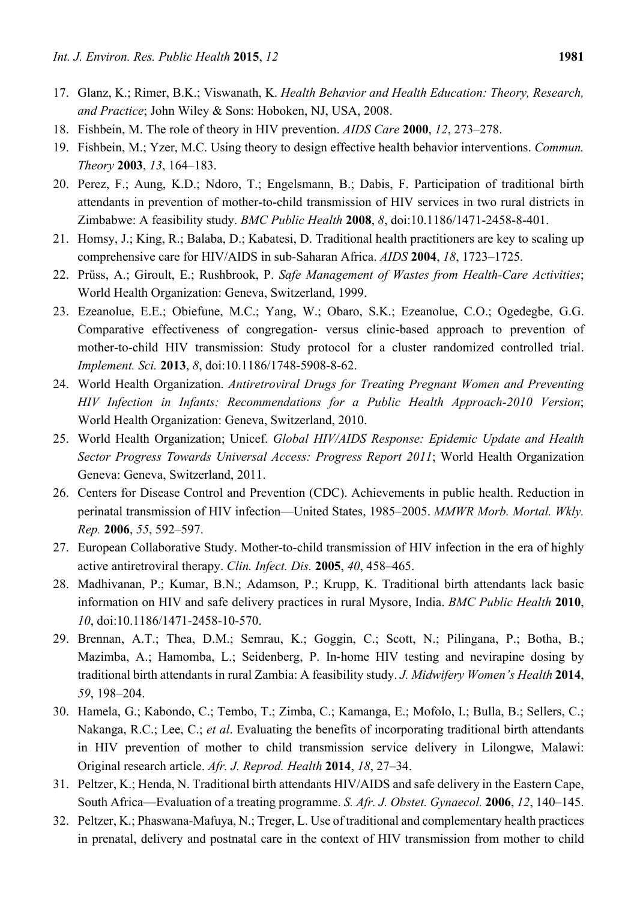17. Glanz, K.; Rimer, B.K.; Viswanath, K. *Health Behavior and Health Education: Theory, Research, and Practice*; John Wiley & Sons: Hoboken, NJ, USA, 2008.
18. Fishbein, M. The role of theory in HIV prevention. *AIDS Care* **2000**, *12*, 273–278.
19. Fishbein, M.; Yzer, M.C. Using theory to design effective health behavior interventions. *Commun. Theory* **2003**, *13*, 164–183.
20. Perez, F.; Aung, K.D.; Ndoro, T.; Engelsmann, B.; Dabis, F. Participation of traditional birth attendants in prevention of mother-to-child transmission of HIV services in two rural districts in Zimbabwe: A feasibility study. *BMC Public Health* **2008**, *8*, doi:10.1186/1471-2458-8-401.
21. Homsy, J.; King, R.; Balaba, D.; Kabatesi, D. Traditional health practitioners are key to scaling up comprehensive care for HIV/AIDS in sub-Saharan Africa. *AIDS* **2004**, *18*, 1723–1725.
22. Prüss, A.; Giroult, E.; Rushbrook, P. *Safe Management of Wastes from Health-Care Activities*; World Health Organization: Geneva, Switzerland, 1999.
23. Ezeanolue, E.E.; Obiefune, M.C.; Yang, W.; Obaro, S.K.; Ezeanolue, C.O.; Ogedegbe, G.G. Comparative effectiveness of congregation- versus clinic-based approach to prevention of mother-to-child HIV transmission: Study protocol for a cluster randomized controlled trial. *Implement. Sci.* **2013**, *8*, doi:10.1186/1748-5908-8-62.
24. World Health Organization. *Antiretroviral Drugs for Treating Pregnant Women and Preventing HIV Infection in Infants: Recommendations for a Public Health Approach-2010 Version*; World Health Organization: Geneva, Switzerland, 2010.
25. World Health Organization; Unicef. *Global HIV/AIDS Response: Epidemic Update and Health Sector Progress Towards Universal Access: Progress Report 2011*; World Health Organization Geneva: Geneva, Switzerland, 2011.
26. Centers for Disease Control and Prevention (CDC). Achievements in public health. Reduction in perinatal transmission of HIV infection—United States, 1985–2005. *MMWR Morb. Mortal. Wkly. Rep.* **2006**, *55*, 592–597.
27. European Collaborative Study. Mother-to-child transmission of HIV infection in the era of highly active antiretroviral therapy. *Clin. Infect. Dis.* **2005**, *40*, 458–465.
28. Madhivanan, P.; Kumar, B.N.; Adamson, P.; Krupp, K. Traditional birth attendants lack basic information on HIV and safe delivery practices in rural Mysore, India. *BMC Public Health* **2010**, *10*, doi:10.1186/1471-2458-10-570.
29. Brennan, A.T.; Thea, D.M.; Semrau, K.; Goggin, C.; Scott, N.; Pilingana, P.; Botha, B.; Mazimba, A.; Hamomba, L.; Seidenberg, P. In-home HIV testing and nevirapine dosing by traditional birth attendants in rural Zambia: A feasibility study. *J. Midwifery Women's Health* **2014**, *59*, 198–204.
30. Hamela, G.; Kabondo, C.; Tembo, T.; Zimba, C.; Kamanga, E.; Mofolo, I.; Bulla, B.; Sellers, C.; Nakanga, R.C.; Lee, C.; *et al*. Evaluating the benefits of incorporating traditional birth attendants in HIV prevention of mother to child transmission service delivery in Lilongwe, Malawi: Original research article. *Afr. J. Reprod. Health* **2014**, *18*, 27–34.
31. Peltzer, K.; Henda, N. Traditional birth attendants HIV/AIDS and safe delivery in the Eastern Cape, South Africa—Evaluation of a treating programme. *S. Afr. J. Obstet. Gynaecol.* **2006**, *12*, 140–145.
32. Peltzer, K.; Phaswana-Mafuya, N.; Treger, L. Use of traditional and complementary health practices in prenatal, delivery and postnatal care in the context of HIV transmission from mother to child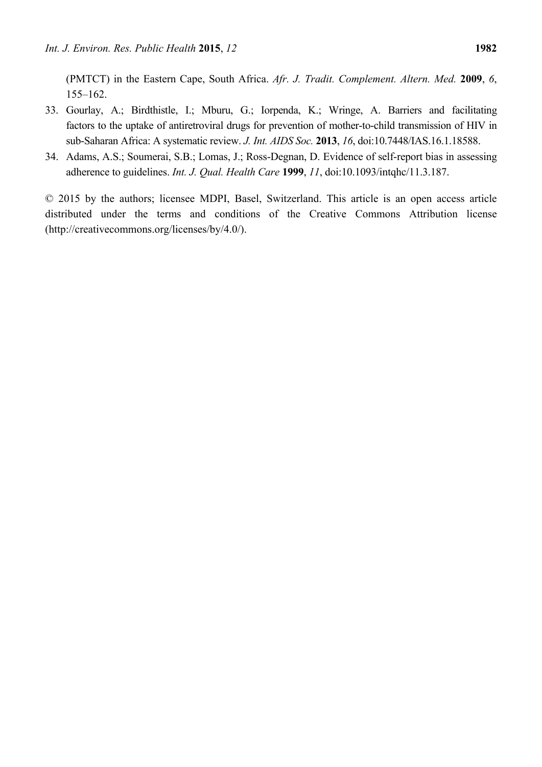(PMTCT) in the Eastern Cape, South Africa. *Afr. J. Tradit. Complement. Altern. Med.* **2009**, *6*, 155–162.

33. Gourlay, A.; Birdthistle, I.; Mburu, G.; Iorpenda, K.; Wringe, A. Barriers and facilitating factors to the uptake of antiretroviral drugs for prevention of mother-to-child transmission of HIV in sub-Saharan Africa: A systematic review. *J. Int. AIDS Soc.* **2013**, *16*, doi:10.7448/IAS.16.1.18588.
34. Adams, A.S.; Soumerai, S.B.; Lomas, J.; Ross-Degnan, D. Evidence of self-report bias in assessing adherence to guidelines. *Int. J. Qual. Health Care* **1999**, *11*, doi:10.1093/intqhc/11.3.187.

© 2015 by the authors; licensee MDPI, Basel, Switzerland. This article is an open access article distributed under the terms and conditions of the Creative Commons Attribution license (http://creativecommons.org/licenses/by/4.0/).